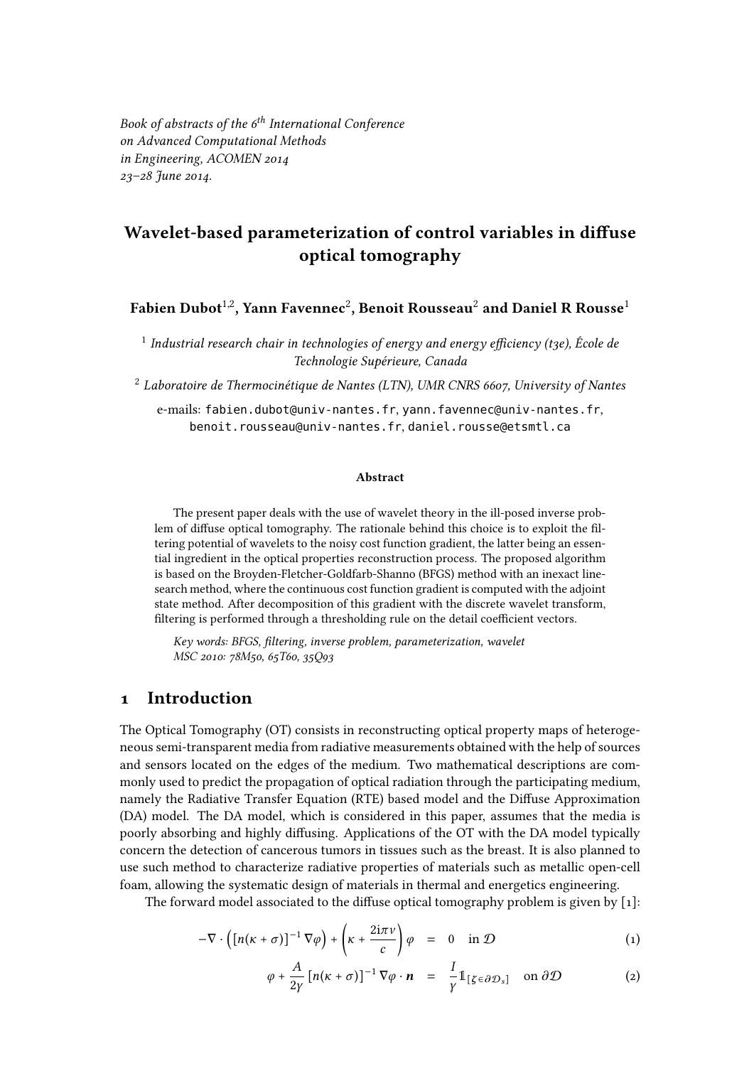*Book of abstracts of the 6th International Conference on Advanced Computational Methods in Engineering, ACOMEN 2014*
*23–28 June 2014.*

# Wavelet-based parameterization of control variables in diffuse optical tomography

**Fabien Dubot[1,2], Yann Favennec[2], Benoit Rousseau[2] and Daniel R Rousse[1]**

[1] *Industrial research chair in technologies of energy and energy efficiency (t3e), École de Technologie Supérieure, Canada*

[2] *Laboratoire de Thermocinétique de Nantes (LTN), UMR CNRS 6607, University of Nantes*

e-mails: fabien.dubot@univ-nantes.fr, yann.favennec@univ-nantes.fr, benoit.rousseau@univ-nantes.fr, daniel.rousse@etsmtl.ca

#### Abstract

The present paper deals with the use of wavelet theory in the ill-posed inverse problem of diffuse optical tomography. The rationale behind this choice is to exploit the filtering potential of wavelets to the noisy cost function gradient, the latter being an essential ingredient in the optical properties reconstruction process. The proposed algorithm is based on the Broyden-Fletcher-Goldfarb-Shanno (BFGS) method with an inexact line-search method, where the continuous cost function gradient is computed with the adjoint state method. After decomposition of this gradient with the discrete wavelet transform, filtering is performed through a thresholding rule on the detail coefficient vectors.

*Key words: BFGS, filtering, inverse problem, parameterization, wavelet*
*MSC 2010: 78M50, 65T60, 35Q93*

## 1 Introduction

The Optical Tomography (OT) consists in reconstructing optical property maps of heterogeneous semi-transparent media from radiative measurements obtained with the help of sources and sensors located on the edges of the medium. Two mathematical descriptions are commonly used to predict the propagation of optical radiation through the participating medium, namely the Radiative Transfer Equation (RTE) based model and the Diffuse Approximation (DA) model. The DA model, which is considered in this paper, assumes that the media is poorly absorbing and highly diffusing. Applications of the OT with the DA model typically concern the detection of cancerous tumors in tissues such as the breast. It is also planned to use such method to characterize radiative properties of materials such as metallic open-cell foam, allowing the systematic design of materials in thermal and energetics engineering.

The forward model associated to the diffuse optical tomography problem is given by [1]:

$$-\nabla \cdot \left( [n(\kappa + \sigma)]^{-1} \nabla \varphi \right) + \left( \kappa + \frac{2\mathrm{i}\pi\nu}{c} \right) \varphi = 0 \quad \text{in } \mathcal{D} \tag{1}$$

$$\varphi + \frac{A}{2\gamma} [n(\kappa + \sigma)]^{-1} \nabla \varphi \cdot \boldsymbol{n} = \frac{I}{\gamma} \mathbb{1}_{[\zeta \in \partial\mathcal{D}_s]} \quad \text{on } \partial\mathcal{D} \tag{2}$$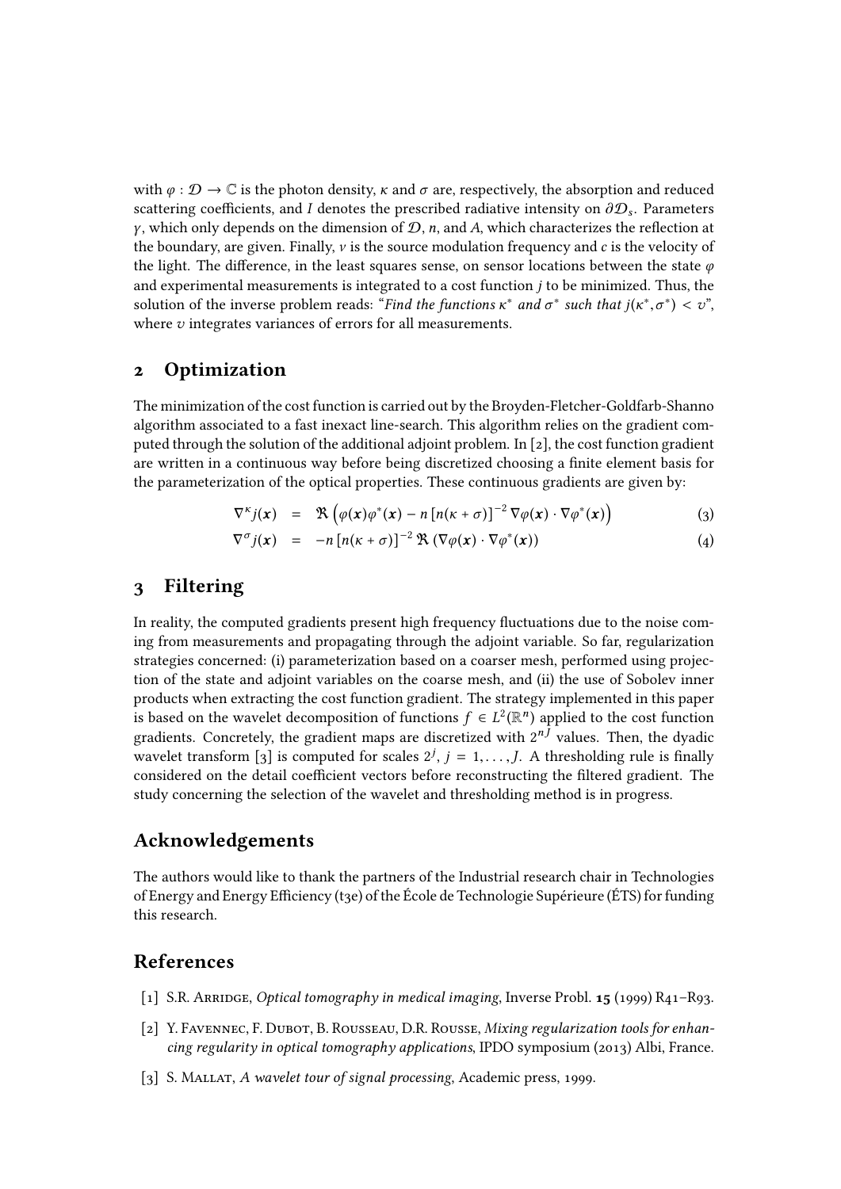with $\varphi : \mathcal{D} \to \mathbb{C}$ is the photon density, $\kappa$ and $\sigma$ are, respectively, the absorption and reduced scattering coefficients, and $I$ denotes the prescribed radiative intensity on $\partial\mathcal{D}_s$. Parameters $\gamma$, which only depends on the dimension of $\mathcal{D}$, $n$, and $A$, which characterizes the reflection at the boundary, are given. Finally, $\nu$ is the source modulation frequency and $c$ is the velocity of the light. The difference, in the least squares sense, on sensor locations between the state $\varphi$ and experimental measurements is integrated to a cost function $j$ to be minimized. Thus, the solution of the inverse problem reads: "*Find the functions $\kappa^*$ and $\sigma^*$ such that $j(\kappa^*, \sigma^*) < \upsilon$*", where $\upsilon$ integrates variances of errors for all measurements.

## 2 Optimization

The minimization of the cost function is carried out by the Broyden-Fletcher-Goldfarb-Shanno algorithm associated to a fast inexact line-search. This algorithm relies on the gradient computed through the solution of the additional adjoint problem. In [2], the cost function gradient are written in a continuous way before being discretized choosing a finite element basis for the parameterization of the optical properties. These continuous gradients are given by:

$$\nabla^{\kappa} j(\boldsymbol{x}) = \Re\left(\varphi(\boldsymbol{x})\varphi^*(\boldsymbol{x}) - n\left[n(\kappa+\sigma)\right]^{-2} \nabla\varphi(\boldsymbol{x}) \cdot \nabla\varphi^*(\boldsymbol{x})\right) \quad (3)$$

$$\nabla^{\sigma} j(\boldsymbol{x}) = -n\left[n(\kappa+\sigma)\right]^{-2} \Re\left(\nabla\varphi(\boldsymbol{x}) \cdot \nabla\varphi^*(\boldsymbol{x})\right) \quad (4)$$

## 3 Filtering

In reality, the computed gradients present high frequency fluctuations due to the noise coming from measurements and propagating through the adjoint variable. So far, regularization strategies concerned: (i) parameterization based on a coarser mesh, performed using projection of the state and adjoint variables on the coarse mesh, and (ii) the use of Sobolev inner products when extracting the cost function gradient. The strategy implemented in this paper is based on the wavelet decomposition of functions $f \in L^2(\mathbb{R}^n)$ applied to the cost function gradients. Concretely, the gradient maps are discretized with $2^{nJ}$ values. Then, the dyadic wavelet transform [3] is computed for scales $2^j$, $j = 1, \ldots, J$. A thresholding rule is finally considered on the detail coefficient vectors before reconstructing the filtered gradient. The study concerning the selection of the wavelet and thresholding method is in progress.

## Acknowledgements

The authors would like to thank the partners of the Industrial research chair in Technologies of Energy and Energy Efficiency (t3e) of the École de Technologie Supérieure (ÉTS) for funding this research.

## References

[1] S.R. Arridge, *Optical tomography in medical imaging*, Inverse Probl. **15** (1999) R41–R93.

[2] Y. Favennec, F. Dubot, B. Rousseau, D.R. Rousse, *Mixing regularization tools for enhancing regularity in optical tomography applications*, IPDO symposium (2013) Albi, France.

[3] S. Mallat, *A wavelet tour of signal processing*, Academic press, 1999.